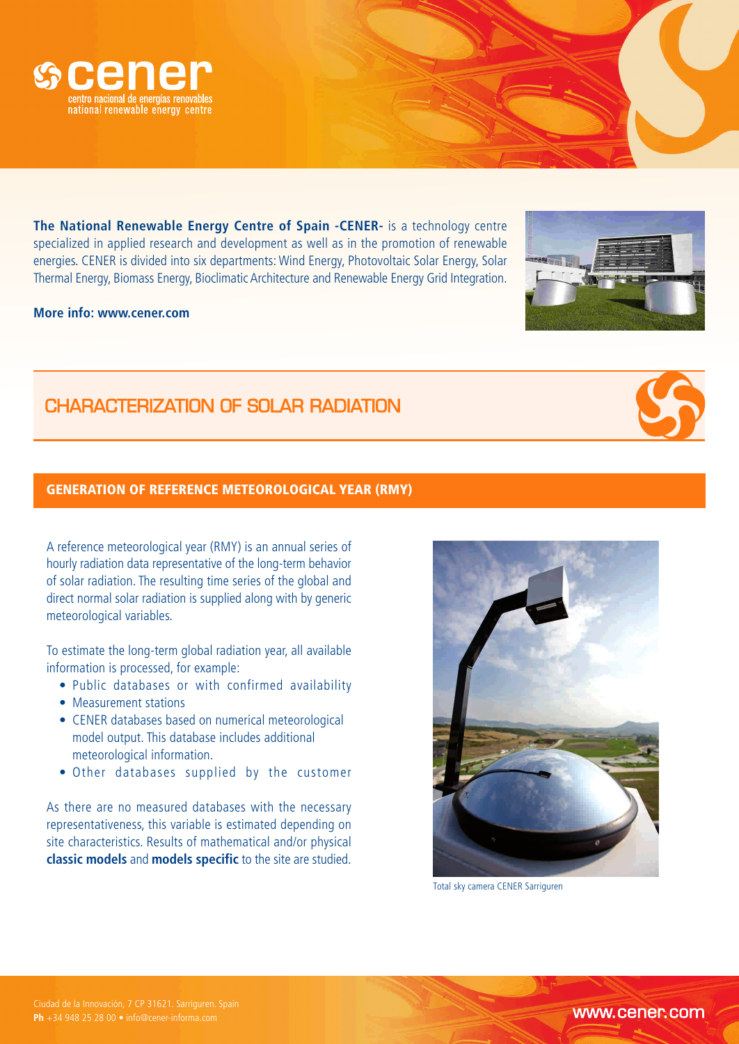**cener**
centro nacional de energías renovables
national renewable energy centre

**The National Renewable Energy Centre of Spain -CENER-** is a technology centre specialized in applied research and development as well as in the promotion of renewable energies. CENER is divided into six departments: Wind Energy, Photovoltaic Solar Energy, Solar Thermal Energy, Biomass Energy, Bioclimatic Architecture and Renewable Energy Grid Integration.

**More info: www.cener.com**

# CHARACTERIZATION OF SOLAR RADIATION

## GENERATION OF REFERENCE METEOROLOGICAL YEAR (RMY)

A reference meteorological year (RMY) is an annual series of hourly radiation data representative of the long-term behavior of solar radiation. The resulting time series of the global and direct normal solar radiation is supplied along with by generic meteorological variables.

To estimate the long-term global radiation year, all available information is processed, for example:

- Public databases or with confirmed availability
- Measurement stations
- CENER databases based on numerical meteorological model output. This database includes additional meteorological information.
- Other databases supplied by the customer

As there are no measured databases with the necessary representativeness, this variable is estimated depending on site characteristics. Results of mathematical and/or physical **classic models** and **models specific** to the site are studied.

Total sky camera CENER Sarriguren

Ciudad de la Innovación, 7 CP 31621. Sarriguren. Spain
**Ph** +34 948 25 28 00 • info@cener-informa.com

www.cener.com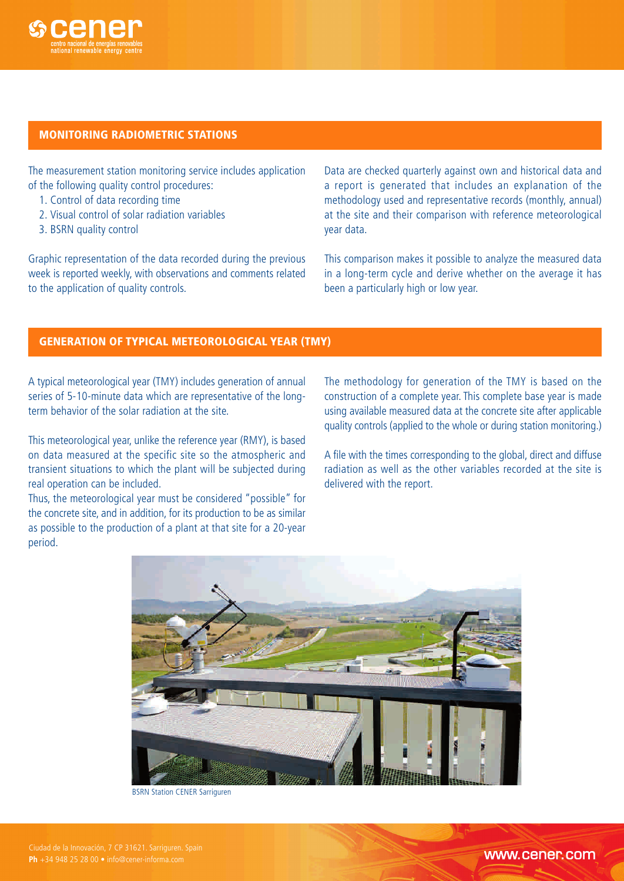## MONITORING RADIOMETRIC STATIONS

The measurement station monitoring service includes application of the following quality control procedures:

1. Control of data recording time
2. Visual control of solar radiation variables
3. BSRN quality control

Graphic representation of the data recorded during the previous week is reported weekly, with observations and comments related to the application of quality controls.

Data are checked quarterly against own and historical data and a report is generated that includes an explanation of the methodology used and representative records (monthly, annual) at the site and their comparison with reference meteorological year data.

This comparison makes it possible to analyze the measured data in a long-term cycle and derive whether on the average it has been a particularly high or low year.

## GENERATION OF TYPICAL METEOROLOGICAL YEAR (TMY)

A typical meteorological year (TMY) includes generation of annual series of 5-10-minute data which are representative of the long-term behavior of the solar radiation at the site.

This meteorological year, unlike the reference year (RMY), is based on data measured at the specific site so the atmospheric and transient situations to which the plant will be subjected during real operation can be included.

Thus, the meteorological year must be considered "possible" for the concrete site, and in addition, for its production to be as similar as possible to the production of a plant at that site for a 20-year period.

The methodology for generation of the TMY is based on the construction of a complete year. This complete base year is made using available measured data at the concrete site after applicable quality controls (applied to the whole or during station monitoring.)

A file with the times corresponding to the global, direct and diffuse radiation as well as the other variables recorded at the site is delivered with the report.

BSRN Station CENER Sarriguren